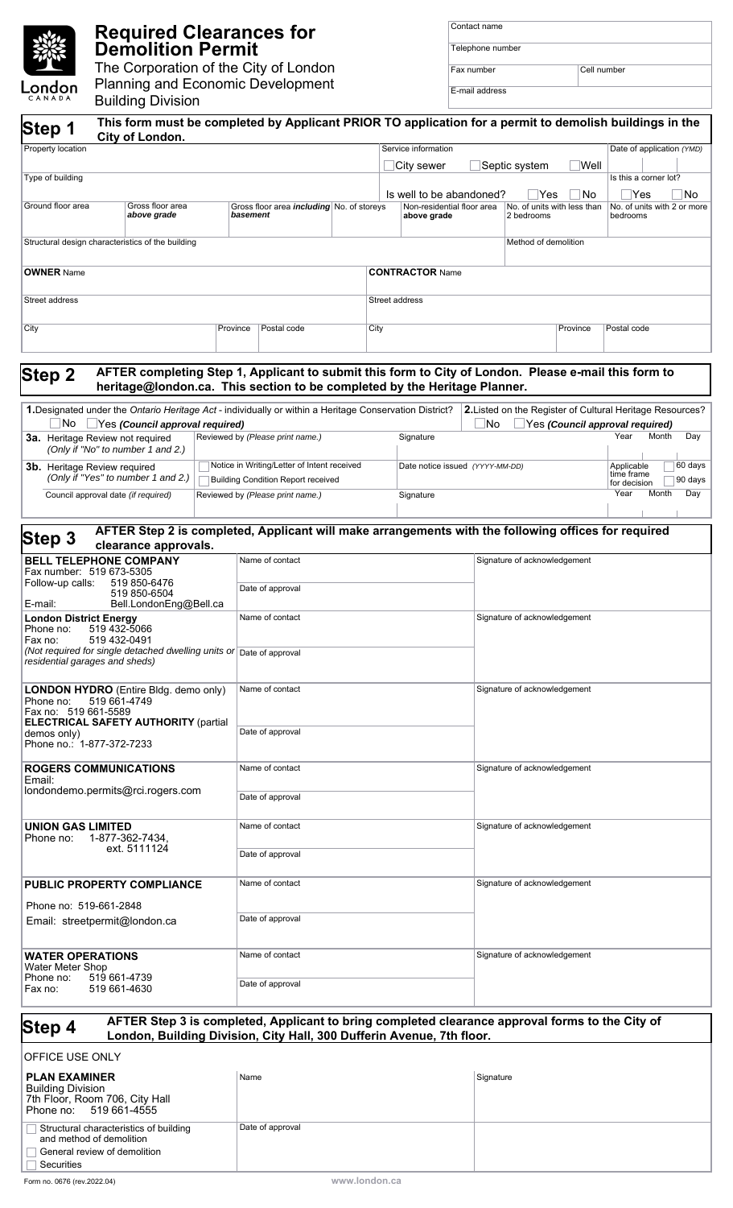# Required Clearances for Demolition Permit

The Corporation of the City of London
Planning and Economic Development
Building Division

| Contact name | |
|---|---|
| Telephone number | |
| Fax number | Cell number |
| E-mail address | |

## Step 1

**This form must be completed by Applicant PRIOR TO application for a permit to demolish buildings in the City of London.**

| Property location | | | | Service information ☐ City sewer ☐ Septic system ☐ Well | | | Date of application *(YMD)* |
|---|---|---|---|---|---|---|---|
| Type of building | | | | Is well to be abandoned? ☐ Yes ☐ No | | | Is this a corner lot? ☐ Yes ☐ No |
| Ground floor area | Gross floor area **above grade** | Gross floor area ***including* basement** | No. of storeys | Non-residential floor area **above grade** | No. of units with less than 2 bedrooms | | No. of units with 2 or more bedrooms |
| Structural design characteristics of the building | | | | | Method of demolition | | |

| **OWNER** Name | | | **CONTRACTOR** Name | | |
|---|---|---|---|---|---|
| Street address | | | Street address | | |
| City | Province | Postal code | City | Province | Postal code |

## Step 2

**AFTER completing Step 1, Applicant to submit this form to City of London. Please e-mail this form to heritage@london.ca. This section to be completed by the Heritage Planner.**

**1.** Designated under the *Ontario Heritage Act* - individually or within a Heritage Conservation District?
☐ No ☐ Yes ***(Council approval required)***

**2.** Listed on the Register of Cultural Heritage Resources?
☐ No ☐ Yes ***(Council approval required)***

| | | | |
|---|---|---|---|
| **3a.** Heritage Review not required *(Only if "No" to number 1 and 2.)* | Reviewed by *(Please print name.)* | Signature | Year Month Day |
| **3b.** Heritage Review required *(Only if "Yes" to number 1 and 2.)* | ☐ Notice in Writing/Letter of Intent received ☐ Building Condition Report received | Date notice issued *(YYYY-MM-DD)* | Applicable time frame for decision ☐ 60 days ☐ 90 days |
| Council approval date *(if required)* | Reviewed by *(Please print name.)* | Signature | Year Month Day |

## Step 3

**AFTER Step 2 is completed, Applicant will make arrangements with the following offices for required clearance approvals.**

| Office | | |
|---|---|---|
| **BELL TELEPHONE COMPANY** Fax number: 519 673-5305 Follow-up calls: 519 850-6476, 519 850-6504 E-mail: Bell.LondonEng@Bell.ca | Name of contact / Date of approval | Signature of acknowledgement |
| **London District Energy** Phone no: 519 432-5066 Fax no: 519 432-0491 *(Not required for single detached dwelling units or residential garages and sheds)* | Name of contact / Date of approval | Signature of acknowledgement |
| **LONDON HYDRO** (Entire Bldg. demo only) Phone no: 519 661-4749 Fax no: 519 661-5589 **ELECTRICAL SAFETY AUTHORITY** (partial demos only) Phone no.: 1-877-372-7233 | Name of contact / Date of approval | Signature of acknowledgement |
| **ROGERS COMMUNICATIONS** Email: londondemo.permits@rci.rogers.com | Name of contact / Date of approval | Signature of acknowledgement |
| **UNION GAS LIMITED** Phone no: 1-877-362-7434, ext. 5111124 | Name of contact / Date of approval | Signature of acknowledgement |
| **PUBLIC PROPERTY COMPLIANCE** Phone no: 519-661-2848 Email: streetpermit@london.ca | Name of contact / Date of approval | Signature of acknowledgement |
| **WATER OPERATIONS** Water Meter Shop Phone no: 519 661-4739 Fax no: 519 661-4630 | Name of contact / Date of approval | Signature of acknowledgement |

## Step 4

**AFTER Step 3 is completed, Applicant to bring completed clearance approval forms to the City of London, Building Division, City Hall, 300 Dufferin Avenue, 7th floor.**

OFFICE USE ONLY

| | | |
|---|---|---|
| **PLAN EXAMINER** Building Division 7th Floor, Room 706, City Hall Phone no: 519 661-4555 | Name | Signature |
| ☐ Structural characteristics of building and method of demolition ☐ General review of demolition ☐ Securities | Date of approval | |

Form no. 0676 (rev.2022.04)

www.london.ca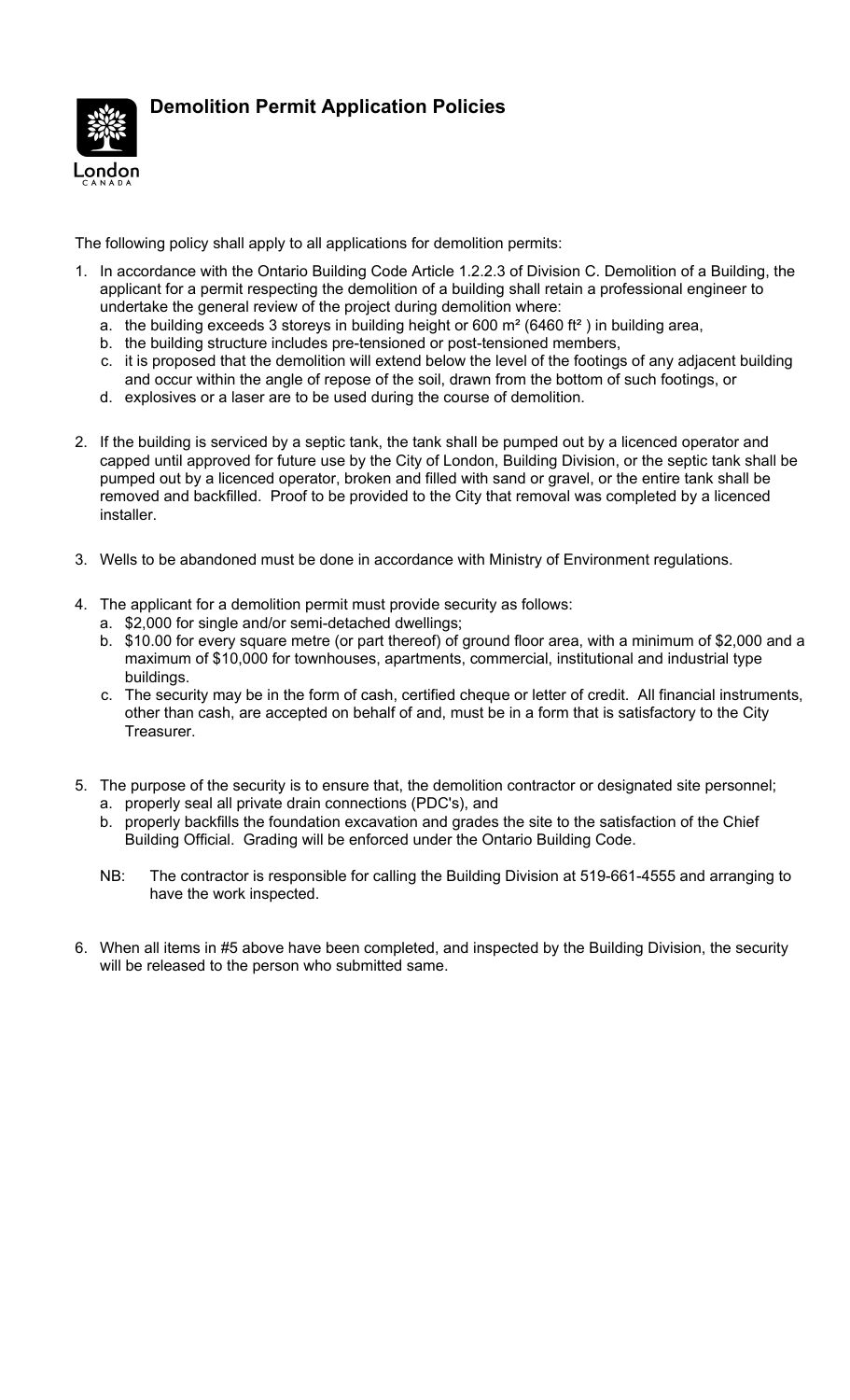# Demolition Permit Application Policies

London
CANADA

The following policy shall apply to all applications for demolition permits:

1. In accordance with the Ontario Building Code Article 1.2.2.3 of Division C. Demolition of a Building, the applicant for a permit respecting the demolition of a building shall retain a professional engineer to undertake the general review of the project during demolition where:
   a. the building exceeds 3 storeys in building height or 600 $m^2$ (6460 $ft^2$ ) in building area,
   b. the building structure includes pre-tensioned or post-tensioned members,
   c. it is proposed that the demolition will extend below the level of the footings of any adjacent building and occur within the angle of repose of the soil, drawn from the bottom of such footings, or
   d. explosives or a laser are to be used during the course of demolition.

2. If the building is serviced by a septic tank, the tank shall be pumped out by a licenced operator and capped until approved for future use by the City of London, Building Division, or the septic tank shall be pumped out by a licenced operator, broken and filled with sand or gravel, or the entire tank shall be removed and backfilled. Proof to be provided to the City that removal was completed by a licenced installer.

3. Wells to be abandoned must be done in accordance with Ministry of Environment regulations.

4. The applicant for a demolition permit must provide security as follows:
   a. $2,000 for single and/or semi-detached dwellings;
   b. $10.00 for every square metre (or part thereof) of ground floor area, with a minimum of $2,000 and a maximum of $10,000 for townhouses, apartments, commercial, institutional and industrial type buildings.
   c. The security may be in the form of cash, certified cheque or letter of credit. All financial instruments, other than cash, are accepted on behalf of and, must be in a form that is satisfactory to the City Treasurer.

5. The purpose of the security is to ensure that, the demolition contractor or designated site personnel;
   a. properly seal all private drain connections (PDC's), and
   b. properly backfills the foundation excavation and grades the site to the satisfaction of the Chief Building Official. Grading will be enforced under the Ontario Building Code.

   NB: The contractor is responsible for calling the Building Division at 519-661-4555 and arranging to have the work inspected.

6. When all items in #5 above have been completed, and inspected by the Building Division, the security will be released to the person who submitted same.